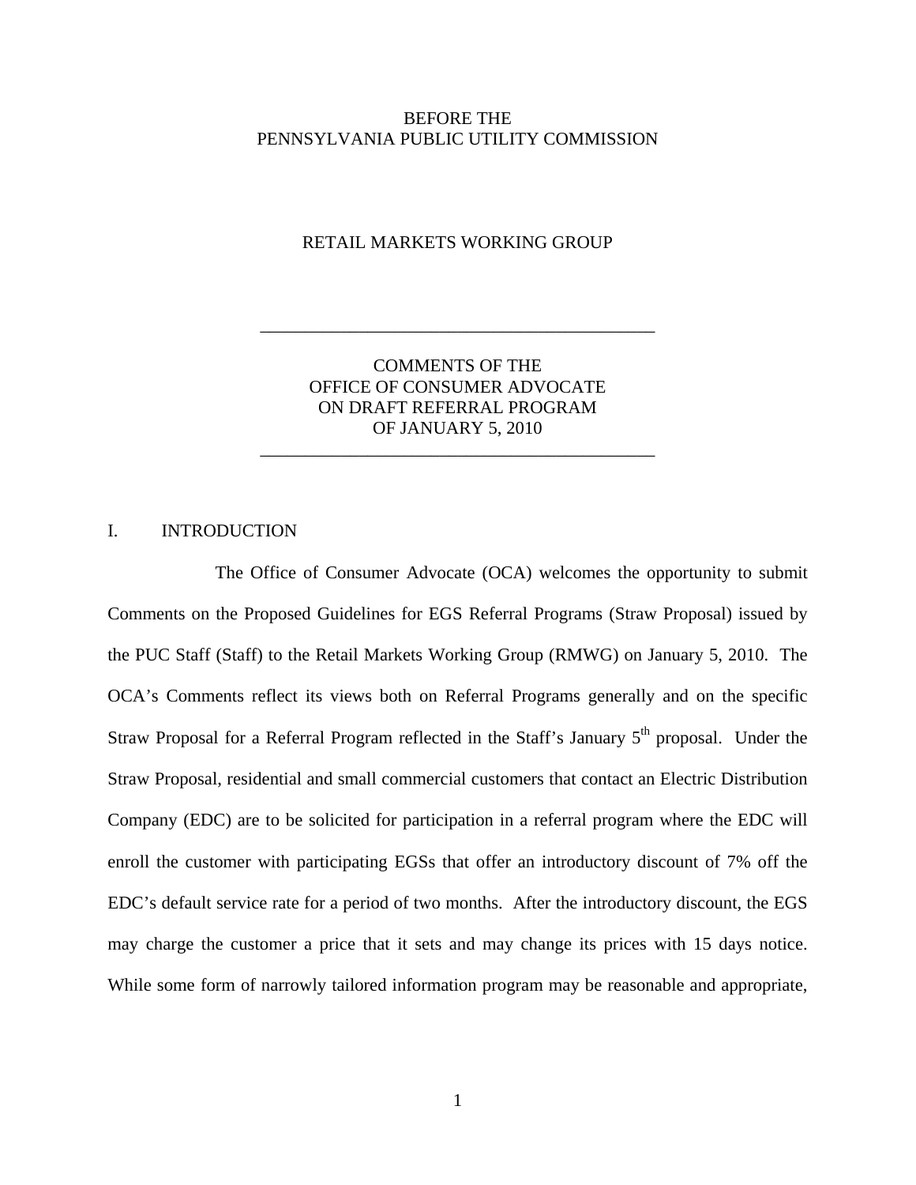BEFORE THE
PENNSYLVANIA PUBLIC UTILITY COMMISSION

RETAIL MARKETS WORKING GROUP

---

COMMENTS OF THE
OFFICE OF CONSUMER ADVOCATE
ON DRAFT REFERRAL PROGRAM
OF JANUARY 5, 2010

---

## I. INTRODUCTION

The Office of Consumer Advocate (OCA) welcomes the opportunity to submit Comments on the Proposed Guidelines for EGS Referral Programs (Straw Proposal) issued by the PUC Staff (Staff) to the Retail Markets Working Group (RMWG) on January 5, 2010. The OCA's Comments reflect its views both on Referral Programs generally and on the specific Straw Proposal for a Referral Program reflected in the Staff's January 5th proposal. Under the Straw Proposal, residential and small commercial customers that contact an Electric Distribution Company (EDC) are to be solicited for participation in a referral program where the EDC will enroll the customer with participating EGSs that offer an introductory discount of 7% off the EDC's default service rate for a period of two months. After the introductory discount, the EGS may charge the customer a price that it sets and may change its prices with 15 days notice. While some form of narrowly tailored information program may be reasonable and appropriate,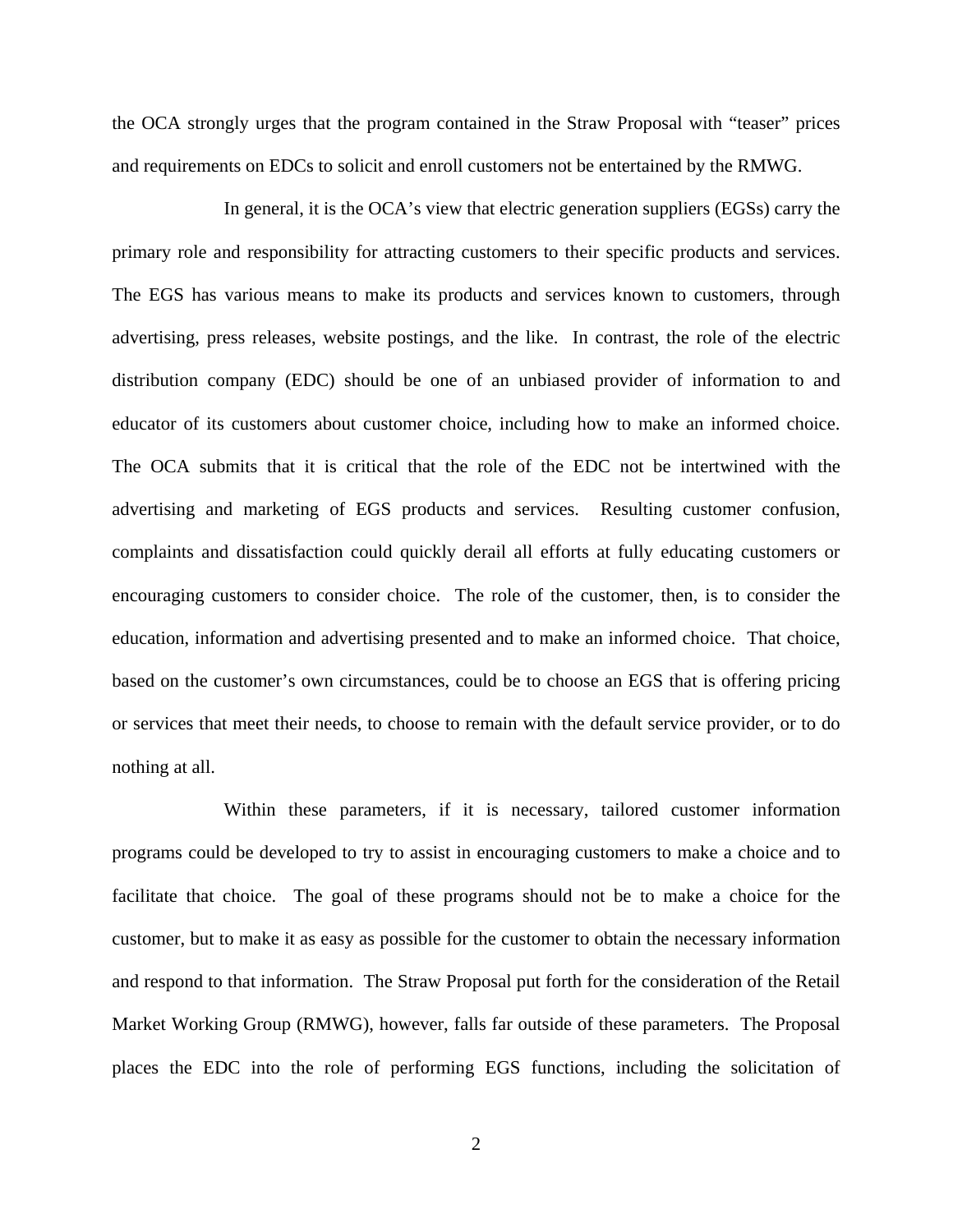the OCA strongly urges that the program contained in the Straw Proposal with "teaser" prices and requirements on EDCs to solicit and enroll customers not be entertained by the RMWG.

In general, it is the OCA's view that electric generation suppliers (EGSs) carry the primary role and responsibility for attracting customers to their specific products and services. The EGS has various means to make its products and services known to customers, through advertising, press releases, website postings, and the like. In contrast, the role of the electric distribution company (EDC) should be one of an unbiased provider of information to and educator of its customers about customer choice, including how to make an informed choice. The OCA submits that it is critical that the role of the EDC not be intertwined with the advertising and marketing of EGS products and services. Resulting customer confusion, complaints and dissatisfaction could quickly derail all efforts at fully educating customers or encouraging customers to consider choice. The role of the customer, then, is to consider the education, information and advertising presented and to make an informed choice. That choice, based on the customer's own circumstances, could be to choose an EGS that is offering pricing or services that meet their needs, to choose to remain with the default service provider, or to do nothing at all.

Within these parameters, if it is necessary, tailored customer information programs could be developed to try to assist in encouraging customers to make a choice and to facilitate that choice. The goal of these programs should not be to make a choice for the customer, but to make it as easy as possible for the customer to obtain the necessary information and respond to that information. The Straw Proposal put forth for the consideration of the Retail Market Working Group (RMWG), however, falls far outside of these parameters. The Proposal places the EDC into the role of performing EGS functions, including the solicitation of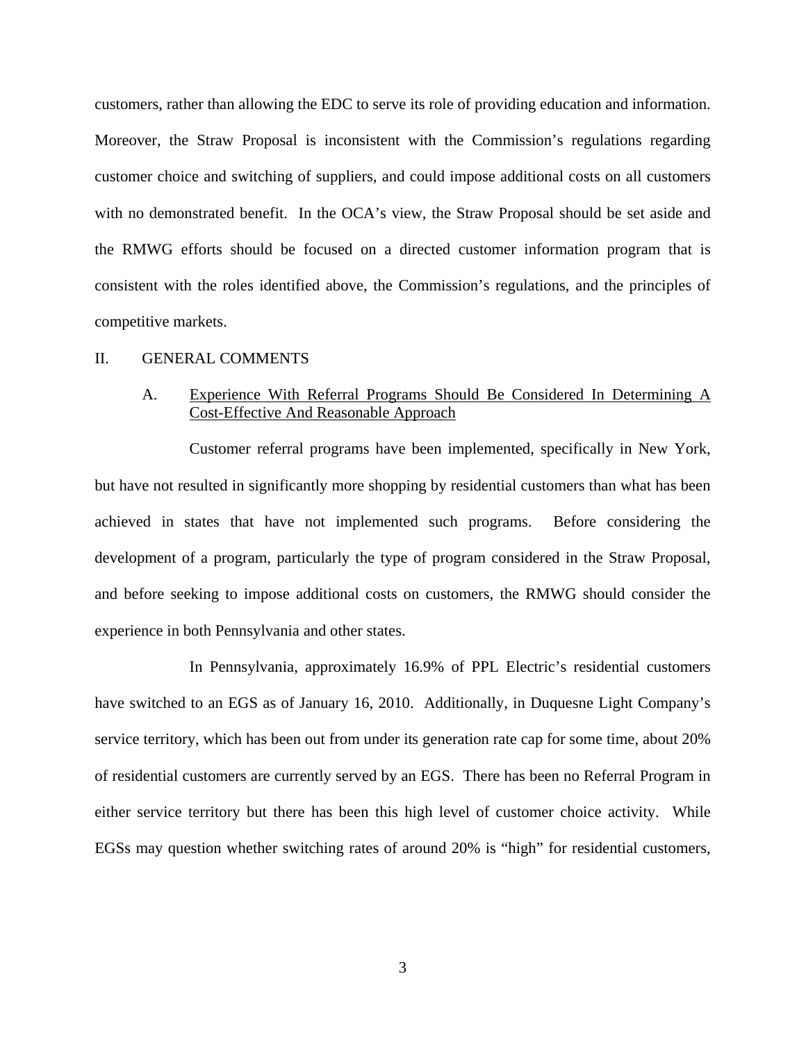customers, rather than allowing the EDC to serve its role of providing education and information. Moreover, the Straw Proposal is inconsistent with the Commission's regulations regarding customer choice and switching of suppliers, and could impose additional costs on all customers with no demonstrated benefit. In the OCA's view, the Straw Proposal should be set aside and the RMWG efforts should be focused on a directed customer information program that is consistent with the roles identified above, the Commission's regulations, and the principles of competitive markets.

## II. GENERAL COMMENTS

### A. Experience With Referral Programs Should Be Considered In Determining A Cost-Effective And Reasonable Approach

Customer referral programs have been implemented, specifically in New York, but have not resulted in significantly more shopping by residential customers than what has been achieved in states that have not implemented such programs. Before considering the development of a program, particularly the type of program considered in the Straw Proposal, and before seeking to impose additional costs on customers, the RMWG should consider the experience in both Pennsylvania and other states.

In Pennsylvania, approximately 16.9% of PPL Electric's residential customers have switched to an EGS as of January 16, 2010. Additionally, in Duquesne Light Company's service territory, which has been out from under its generation rate cap for some time, about 20% of residential customers are currently served by an EGS. There has been no Referral Program in either service territory but there has been this high level of customer choice activity. While EGSs may question whether switching rates of around 20% is "high" for residential customers,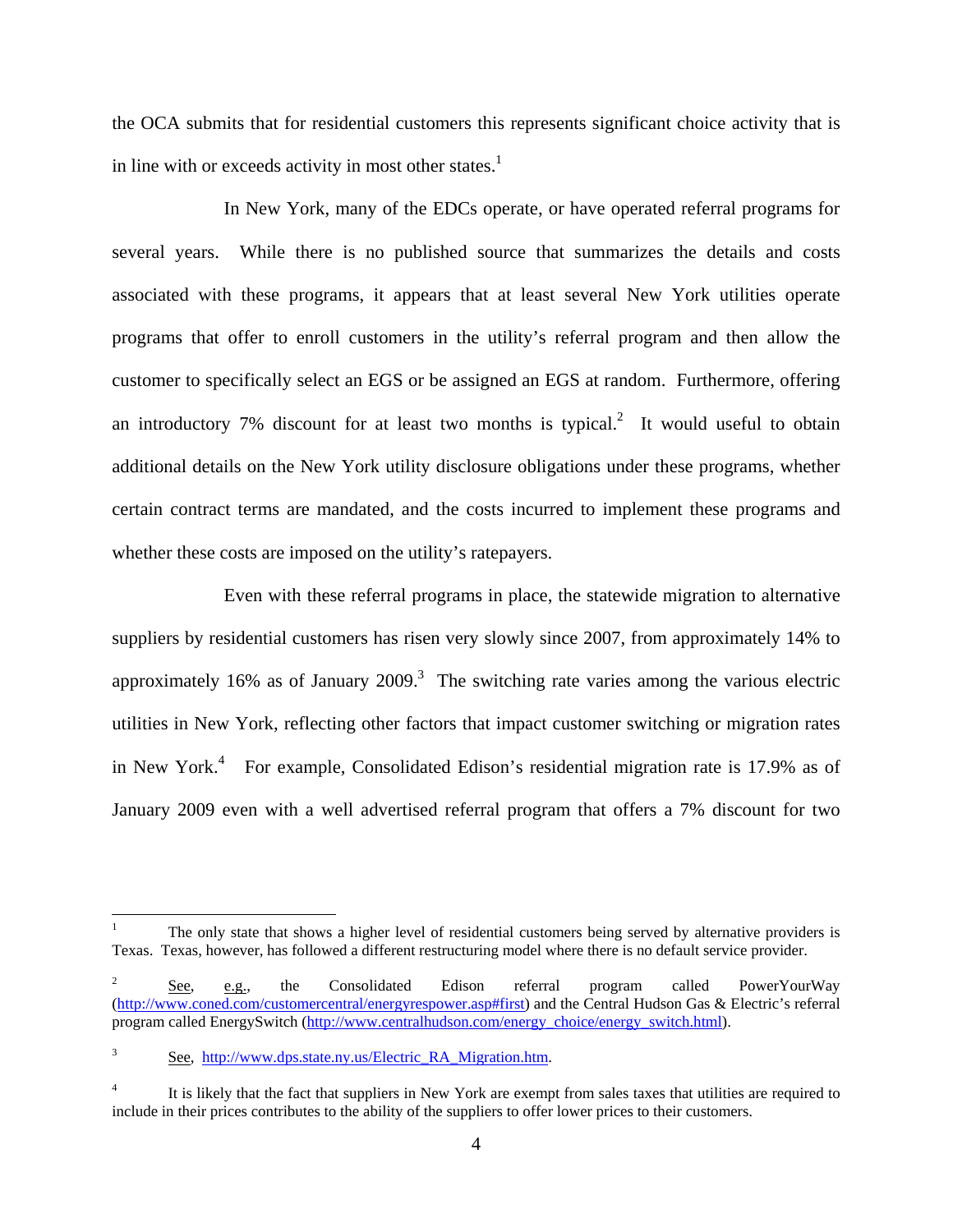the OCA submits that for residential customers this represents significant choice activity that is in line with or exceeds activity in most other states.[1]

In New York, many of the EDCs operate, or have operated referral programs for several years. While there is no published source that summarizes the details and costs associated with these programs, it appears that at least several New York utilities operate programs that offer to enroll customers in the utility's referral program and then allow the customer to specifically select an EGS or be assigned an EGS at random. Furthermore, offering an introductory 7% discount for at least two months is typical.[2] It would useful to obtain additional details on the New York utility disclosure obligations under these programs, whether certain contract terms are mandated, and the costs incurred to implement these programs and whether these costs are imposed on the utility's ratepayers.

Even with these referral programs in place, the statewide migration to alternative suppliers by residential customers has risen very slowly since 2007, from approximately 14% to approximately 16% as of January 2009.[3] The switching rate varies among the various electric utilities in New York, reflecting other factors that impact customer switching or migration rates in New York.[4] For example, Consolidated Edison's residential migration rate is 17.9% as of January 2009 even with a well advertised referral program that offers a 7% discount for two

---

[1] The only state that shows a higher level of residential customers being served by alternative providers is Texas. Texas, however, has followed a different restructuring model where there is no default service provider.

[2] See, e.g., the Consolidated Edison referral program called PowerYourWay (http://www.coned.com/customercentral/energyrespower.asp#first) and the Central Hudson Gas & Electric's referral program called EnergySwitch (http://www.centralhudson.com/energy_choice/energy_switch.html).

[3] See, http://www.dps.state.ny.us/Electric_RA_Migration.htm.

[4] It is likely that the fact that suppliers in New York are exempt from sales taxes that utilities are required to include in their prices contributes to the ability of the suppliers to offer lower prices to their customers.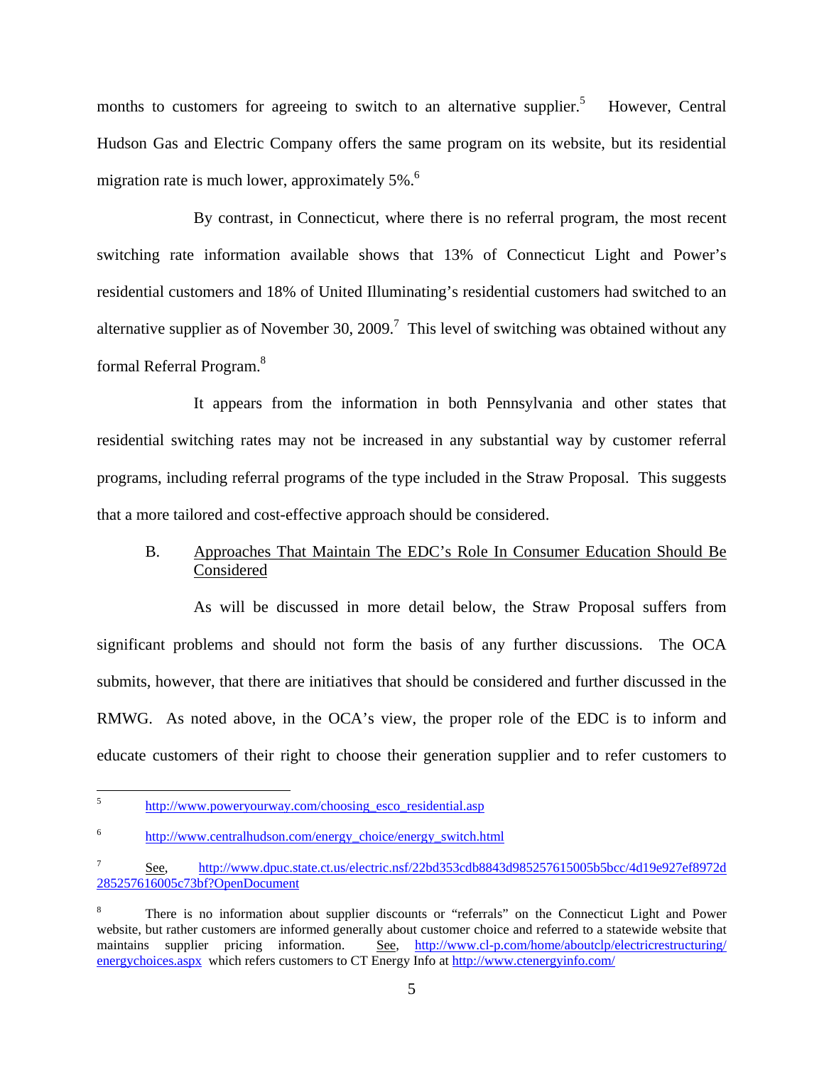months to customers for agreeing to switch to an alternative supplier.[5] However, Central Hudson Gas and Electric Company offers the same program on its website, but its residential migration rate is much lower, approximately 5%.[6]

By contrast, in Connecticut, where there is no referral program, the most recent switching rate information available shows that 13% of Connecticut Light and Power's residential customers and 18% of United Illuminating's residential customers had switched to an alternative supplier as of November 30, 2009.[7] This level of switching was obtained without any formal Referral Program.[8]

It appears from the information in both Pennsylvania and other states that residential switching rates may not be increased in any substantial way by customer referral programs, including referral programs of the type included in the Straw Proposal. This suggests that a more tailored and cost-effective approach should be considered.

### B. Approaches That Maintain The EDC's Role In Consumer Education Should Be Considered

As will be discussed in more detail below, the Straw Proposal suffers from significant problems and should not form the basis of any further discussions. The OCA submits, however, that there are initiatives that should be considered and further discussed in the RMWG. As noted above, in the OCA's view, the proper role of the EDC is to inform and educate customers of their right to choose their generation supplier and to refer customers to

---

[5] http://www.poweryourway.com/choosing_esco_residential.asp

[6] http://www.centralhudson.com/energy_choice/energy_switch.html

[7] See, http://www.dpuc.state.ct.us/electric.nsf/22bd353cdb8843d985257615005b5bcc/4d19e927ef8972d285257616005c73bf?OpenDocument

[8] There is no information about supplier discounts or "referrals" on the Connecticut Light and Power website, but rather customers are informed generally about customer choice and referred to a statewide website that maintains supplier pricing information. See, http://www.cl-p.com/home/aboutclp/electricrestructuring/energychoices.aspx which refers customers to CT Energy Info at http://www.ctenergyinfo.com/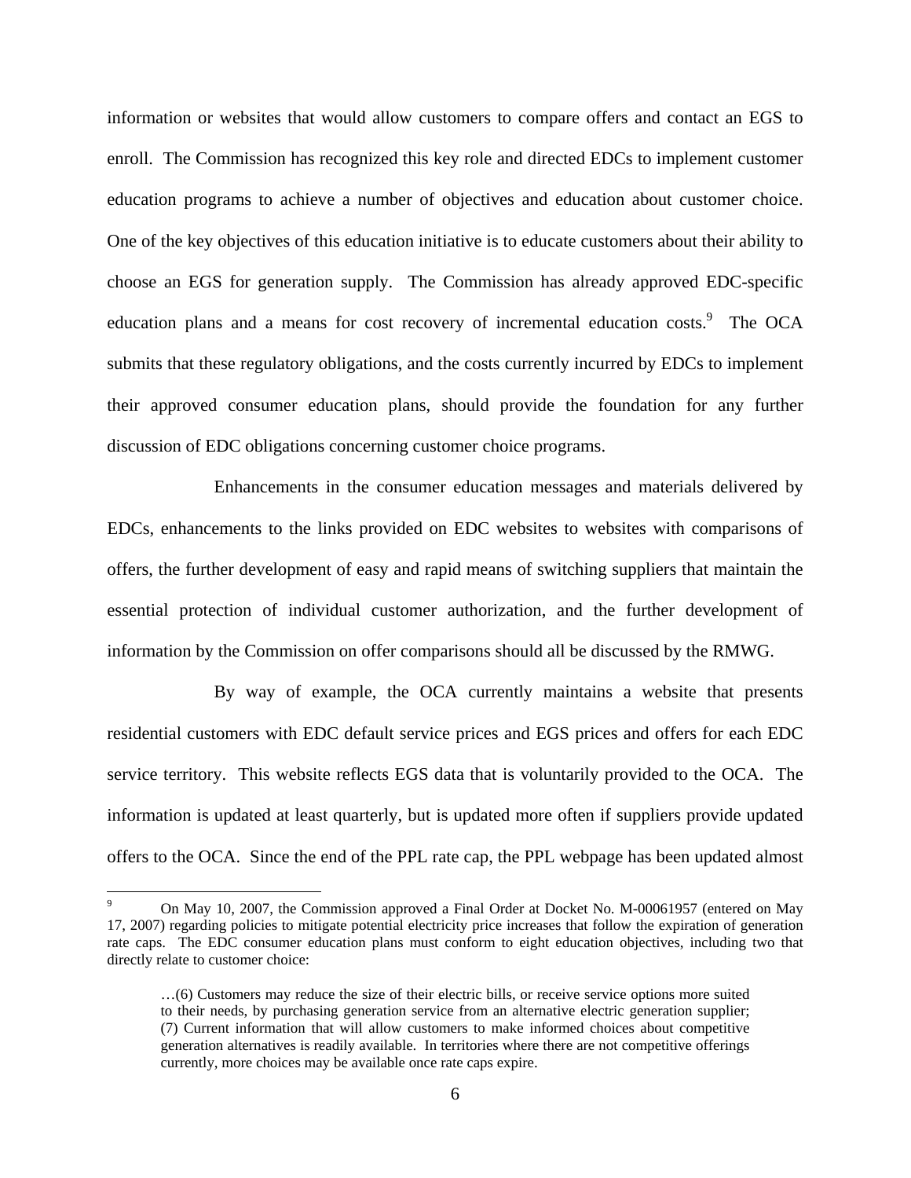information or websites that would allow customers to compare offers and contact an EGS to enroll. The Commission has recognized this key role and directed EDCs to implement customer education programs to achieve a number of objectives and education about customer choice. One of the key objectives of this education initiative is to educate customers about their ability to choose an EGS for generation supply. The Commission has already approved EDC-specific education plans and a means for cost recovery of incremental education costs.[9] The OCA submits that these regulatory obligations, and the costs currently incurred by EDCs to implement their approved consumer education plans, should provide the foundation for any further discussion of EDC obligations concerning customer choice programs.

Enhancements in the consumer education messages and materials delivered by EDCs, enhancements to the links provided on EDC websites to websites with comparisons of offers, the further development of easy and rapid means of switching suppliers that maintain the essential protection of individual customer authorization, and the further development of information by the Commission on offer comparisons should all be discussed by the RMWG.

By way of example, the OCA currently maintains a website that presents residential customers with EDC default service prices and EGS prices and offers for each EDC service territory. This website reflects EGS data that is voluntarily provided to the OCA. The information is updated at least quarterly, but is updated more often if suppliers provide updated offers to the OCA. Since the end of the PPL rate cap, the PPL webpage has been updated almost

---

[9] On May 10, 2007, the Commission approved a Final Order at Docket No. M-00061957 (entered on May 17, 2007) regarding policies to mitigate potential electricity price increases that follow the expiration of generation rate caps. The EDC consumer education plans must conform to eight education objectives, including two that directly relate to customer choice:

> …(6) Customers may reduce the size of their electric bills, or receive service options more suited to their needs, by purchasing generation service from an alternative electric generation supplier; (7) Current information that will allow customers to make informed choices about competitive generation alternatives is readily available. In territories where there are not competitive offerings currently, more choices may be available once rate caps expire.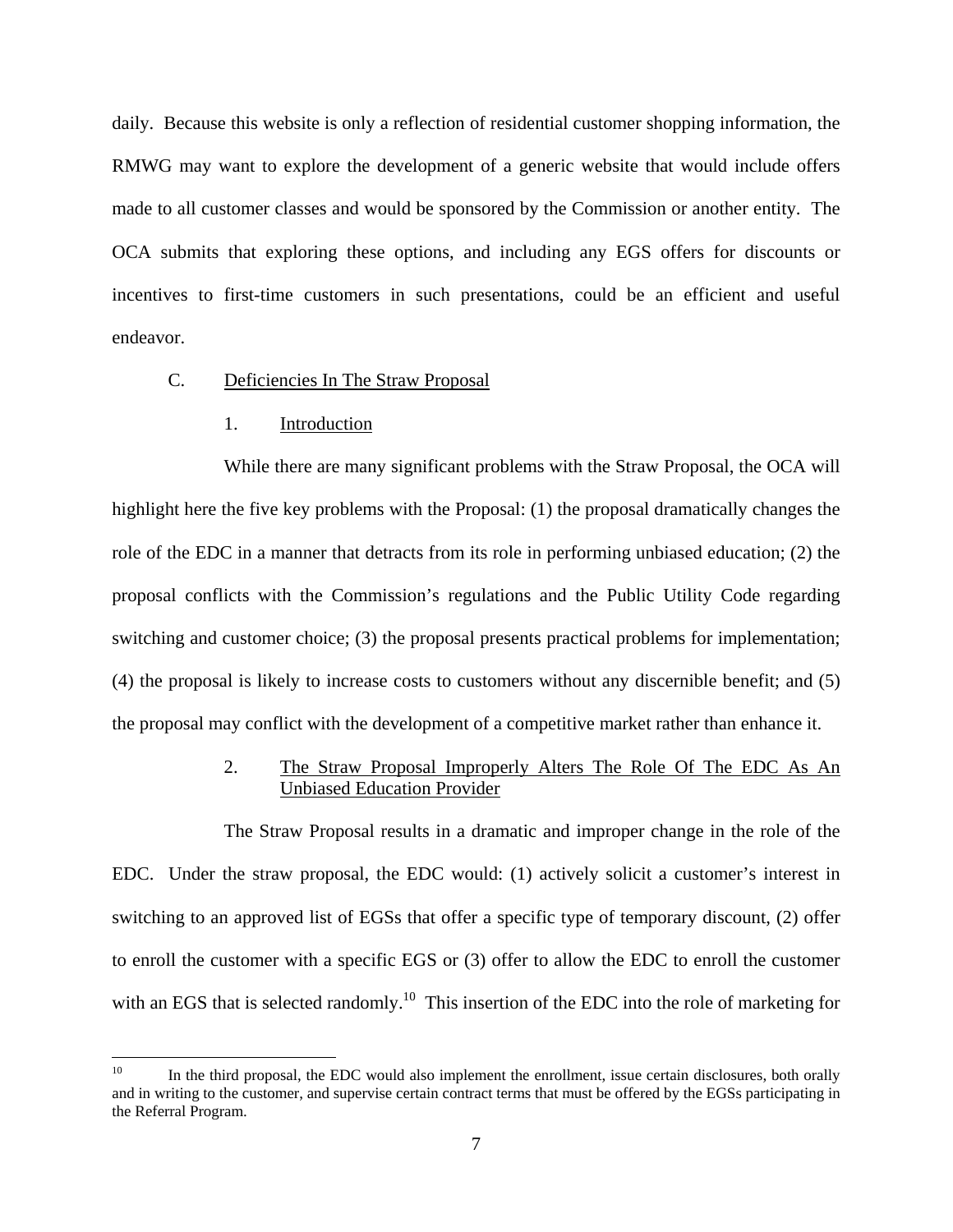daily. Because this website is only a reflection of residential customer shopping information, the RMWG may want to explore the development of a generic website that would include offers made to all customer classes and would be sponsored by the Commission or another entity. The OCA submits that exploring these options, and including any EGS offers for discounts or incentives to first-time customers in such presentations, could be an efficient and useful endeavor.

## C. Deficiencies In The Straw Proposal

### 1. Introduction

While there are many significant problems with the Straw Proposal, the OCA will highlight here the five key problems with the Proposal: (1) the proposal dramatically changes the role of the EDC in a manner that detracts from its role in performing unbiased education; (2) the proposal conflicts with the Commission's regulations and the Public Utility Code regarding switching and customer choice; (3) the proposal presents practical problems for implementation; (4) the proposal is likely to increase costs to customers without any discernible benefit; and (5) the proposal may conflict with the development of a competitive market rather than enhance it.

### 2. The Straw Proposal Improperly Alters The Role Of The EDC As An Unbiased Education Provider

The Straw Proposal results in a dramatic and improper change in the role of the EDC. Under the straw proposal, the EDC would: (1) actively solicit a customer's interest in switching to an approved list of EGSs that offer a specific type of temporary discount, (2) offer to enroll the customer with a specific EGS or (3) offer to allow the EDC to enroll the customer with an EGS that is selected randomly.[10] This insertion of the EDC into the role of marketing for

[10] In the third proposal, the EDC would also implement the enrollment, issue certain disclosures, both orally and in writing to the customer, and supervise certain contract terms that must be offered by the EGSs participating in the Referral Program.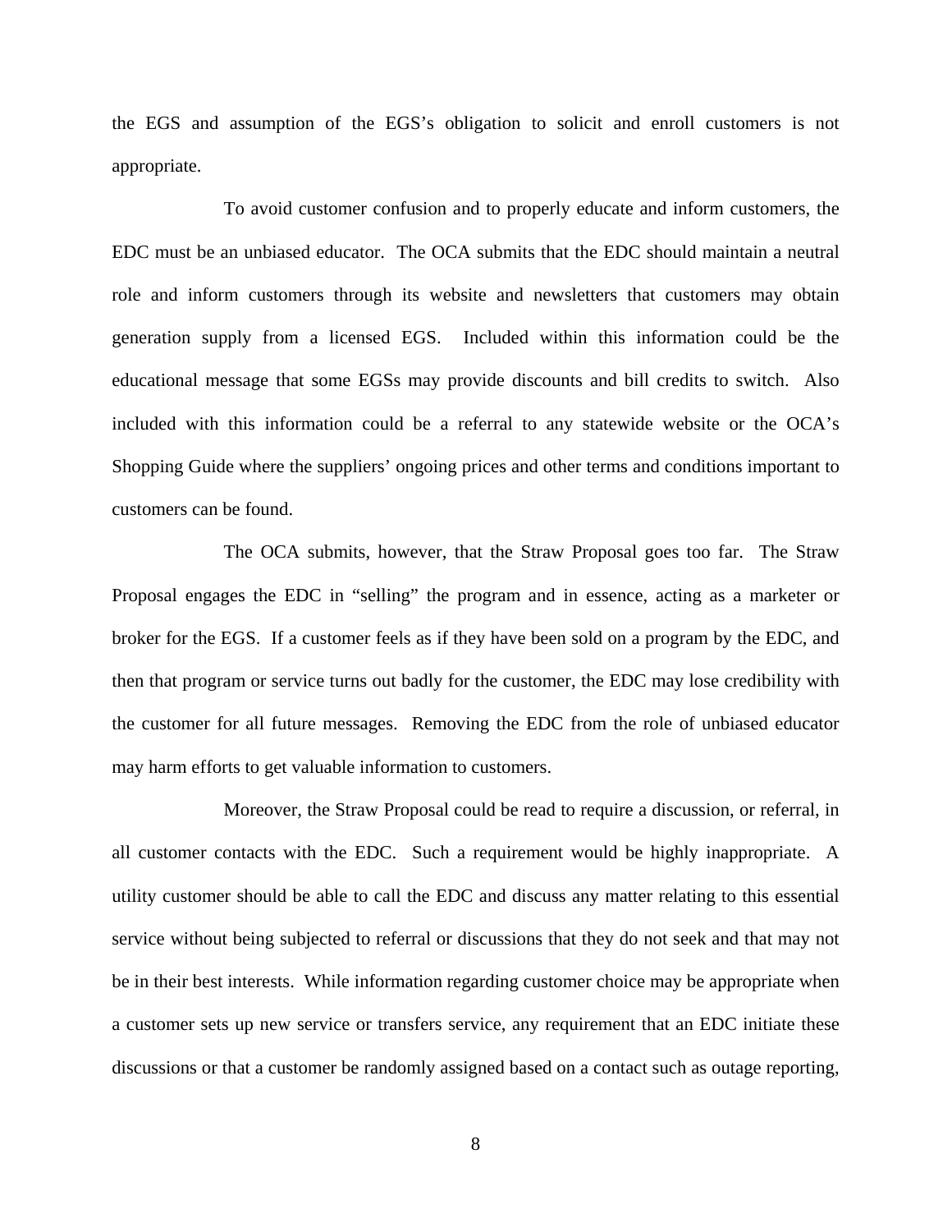the EGS and assumption of the EGS's obligation to solicit and enroll customers is not appropriate.

To avoid customer confusion and to properly educate and inform customers, the EDC must be an unbiased educator. The OCA submits that the EDC should maintain a neutral role and inform customers through its website and newsletters that customers may obtain generation supply from a licensed EGS. Included within this information could be the educational message that some EGSs may provide discounts and bill credits to switch. Also included with this information could be a referral to any statewide website or the OCA's Shopping Guide where the suppliers' ongoing prices and other terms and conditions important to customers can be found.

The OCA submits, however, that the Straw Proposal goes too far. The Straw Proposal engages the EDC in "selling" the program and in essence, acting as a marketer or broker for the EGS. If a customer feels as if they have been sold on a program by the EDC, and then that program or service turns out badly for the customer, the EDC may lose credibility with the customer for all future messages. Removing the EDC from the role of unbiased educator may harm efforts to get valuable information to customers.

Moreover, the Straw Proposal could be read to require a discussion, or referral, in all customer contacts with the EDC. Such a requirement would be highly inappropriate. A utility customer should be able to call the EDC and discuss any matter relating to this essential service without being subjected to referral or discussions that they do not seek and that may not be in their best interests. While information regarding customer choice may be appropriate when a customer sets up new service or transfers service, any requirement that an EDC initiate these discussions or that a customer be randomly assigned based on a contact such as outage reporting,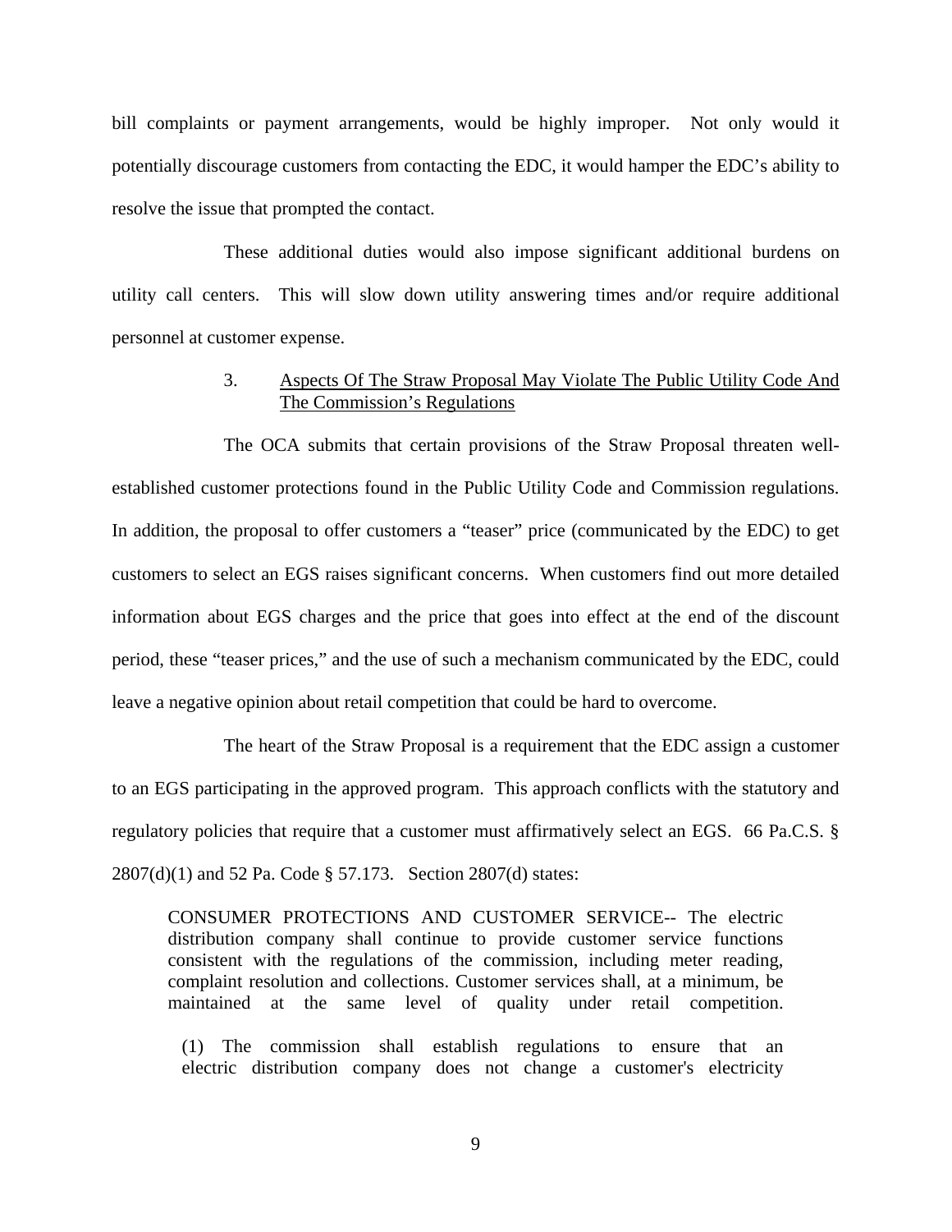bill complaints or payment arrangements, would be highly improper. Not only would it potentially discourage customers from contacting the EDC, it would hamper the EDC's ability to resolve the issue that prompted the contact.

These additional duties would also impose significant additional burdens on utility call centers. This will slow down utility answering times and/or require additional personnel at customer expense.

### 3. Aspects Of The Straw Proposal May Violate The Public Utility Code And The Commission's Regulations

The OCA submits that certain provisions of the Straw Proposal threaten well-established customer protections found in the Public Utility Code and Commission regulations. In addition, the proposal to offer customers a "teaser" price (communicated by the EDC) to get customers to select an EGS raises significant concerns. When customers find out more detailed information about EGS charges and the price that goes into effect at the end of the discount period, these "teaser prices," and the use of such a mechanism communicated by the EDC, could leave a negative opinion about retail competition that could be hard to overcome.

The heart of the Straw Proposal is a requirement that the EDC assign a customer to an EGS participating in the approved program. This approach conflicts with the statutory and regulatory policies that require that a customer must affirmatively select an EGS. 66 Pa.C.S. § 2807(d)(1) and 52 Pa. Code § 57.173. Section 2807(d) states:

> CONSUMER PROTECTIONS AND CUSTOMER SERVICE-- The electric distribution company shall continue to provide customer service functions consistent with the regulations of the commission, including meter reading, complaint resolution and collections. Customer services shall, at a minimum, be maintained at the same level of quality under retail competition.
>
> (1) The commission shall establish regulations to ensure that an electric distribution company does not change a customer's electricity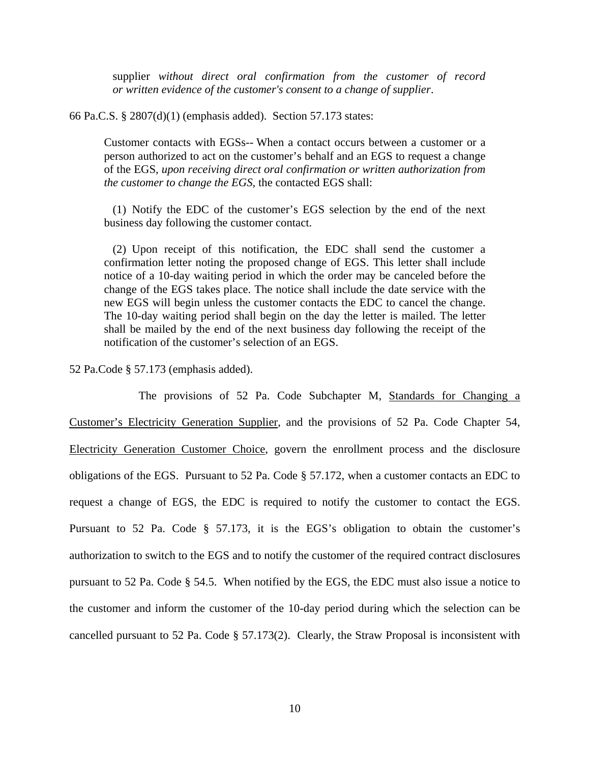> supplier *without direct oral confirmation from the customer of record or written evidence of the customer's consent to a change of supplier*.

66 Pa.C.S. § 2807(d)(1) (emphasis added). Section 57.173 states:

> Customer contacts with EGSs-- When a contact occurs between a customer or a person authorized to act on the customer's behalf and an EGS to request a change of the EGS, *upon receiving direct oral confirmation or written authorization from the customer to change the EGS*, the contacted EGS shall:
>
> (1) Notify the EDC of the customer's EGS selection by the end of the next business day following the customer contact.
>
> (2) Upon receipt of this notification, the EDC shall send the customer a confirmation letter noting the proposed change of EGS. This letter shall include notice of a 10-day waiting period in which the order may be canceled before the change of the EGS takes place. The notice shall include the date service with the new EGS will begin unless the customer contacts the EDC to cancel the change. The 10-day waiting period shall begin on the day the letter is mailed. The letter shall be mailed by the end of the next business day following the receipt of the notification of the customer's selection of an EGS.

52 Pa.Code § 57.173 (emphasis added).

The provisions of 52 Pa. Code Subchapter M, Standards for Changing a Customer's Electricity Generation Supplier, and the provisions of 52 Pa. Code Chapter 54, Electricity Generation Customer Choice, govern the enrollment process and the disclosure obligations of the EGS. Pursuant to 52 Pa. Code § 57.172, when a customer contacts an EDC to request a change of EGS, the EDC is required to notify the customer to contact the EGS. Pursuant to 52 Pa. Code § 57.173, it is the EGS's obligation to obtain the customer's authorization to switch to the EGS and to notify the customer of the required contract disclosures pursuant to 52 Pa. Code § 54.5. When notified by the EGS, the EDC must also issue a notice to the customer and inform the customer of the 10-day period during which the selection can be cancelled pursuant to 52 Pa. Code § 57.173(2). Clearly, the Straw Proposal is inconsistent with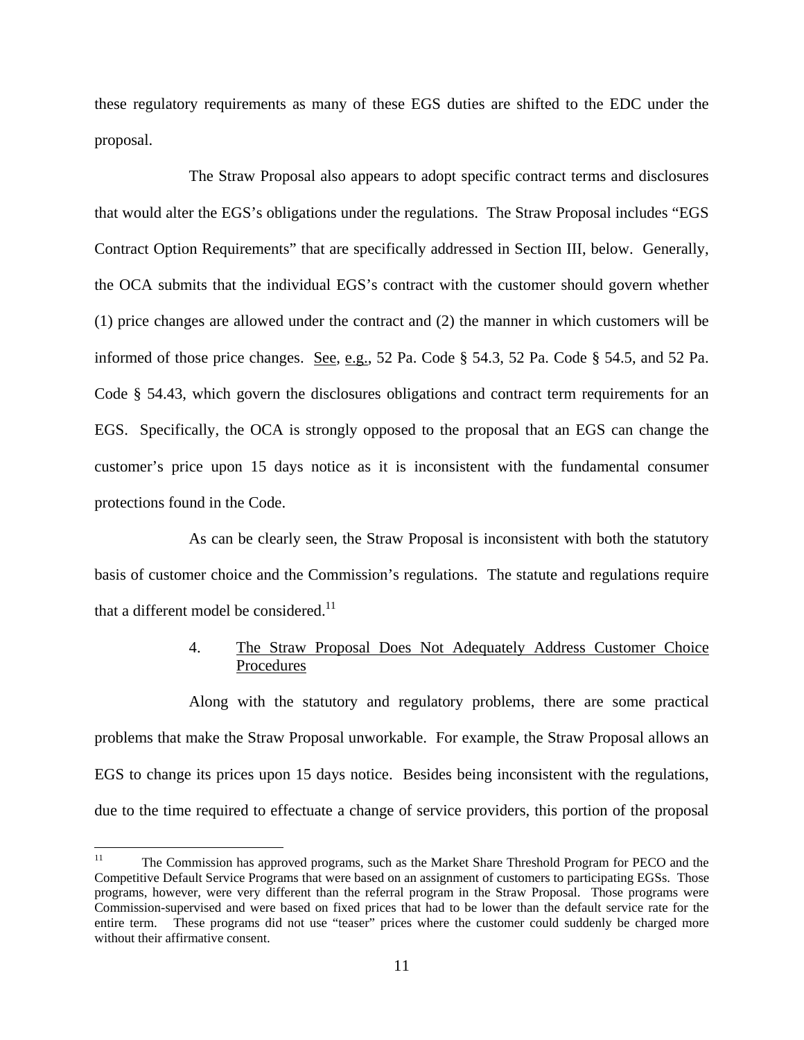these regulatory requirements as many of these EGS duties are shifted to the EDC under the proposal.

The Straw Proposal also appears to adopt specific contract terms and disclosures that would alter the EGS's obligations under the regulations. The Straw Proposal includes "EGS Contract Option Requirements" that are specifically addressed in Section III, below. Generally, the OCA submits that the individual EGS's contract with the customer should govern whether (1) price changes are allowed under the contract and (2) the manner in which customers will be informed of those price changes. See, e.g., 52 Pa. Code § 54.3, 52 Pa. Code § 54.5, and 52 Pa. Code § 54.43, which govern the disclosures obligations and contract term requirements for an EGS. Specifically, the OCA is strongly opposed to the proposal that an EGS can change the customer's price upon 15 days notice as it is inconsistent with the fundamental consumer protections found in the Code.

As can be clearly seen, the Straw Proposal is inconsistent with both the statutory basis of customer choice and the Commission's regulations. The statute and regulations require that a different model be considered.[11]

4. The Straw Proposal Does Not Adequately Address Customer Choice Procedures

Along with the statutory and regulatory problems, there are some practical problems that make the Straw Proposal unworkable. For example, the Straw Proposal allows an EGS to change its prices upon 15 days notice. Besides being inconsistent with the regulations, due to the time required to effectuate a change of service providers, this portion of the proposal

---

[11] The Commission has approved programs, such as the Market Share Threshold Program for PECO and the Competitive Default Service Programs that were based on an assignment of customers to participating EGSs. Those programs, however, were very different than the referral program in the Straw Proposal. Those programs were Commission-supervised and were based on fixed prices that had to be lower than the default service rate for the entire term. These programs did not use "teaser" prices where the customer could suddenly be charged more without their affirmative consent.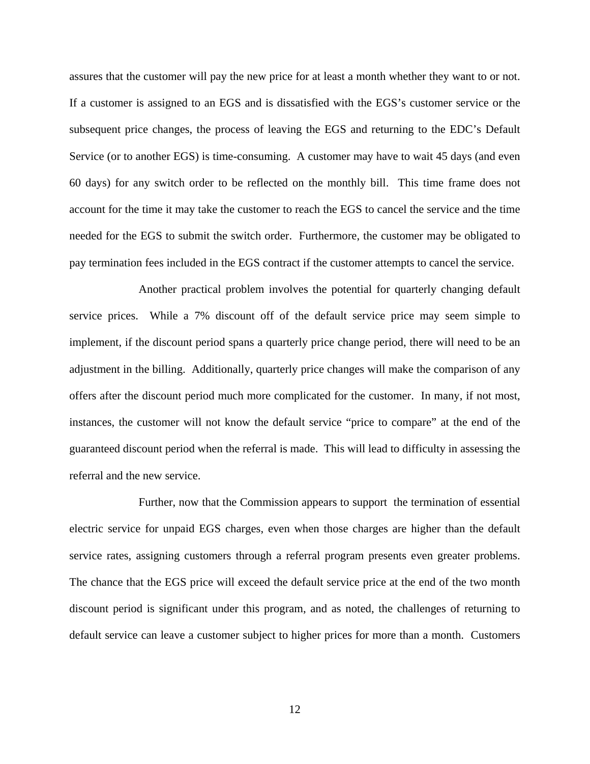assures that the customer will pay the new price for at least a month whether they want to or not. If a customer is assigned to an EGS and is dissatisfied with the EGS's customer service or the subsequent price changes, the process of leaving the EGS and returning to the EDC's Default Service (or to another EGS) is time-consuming. A customer may have to wait 45 days (and even 60 days) for any switch order to be reflected on the monthly bill. This time frame does not account for the time it may take the customer to reach the EGS to cancel the service and the time needed for the EGS to submit the switch order. Furthermore, the customer may be obligated to pay termination fees included in the EGS contract if the customer attempts to cancel the service.

Another practical problem involves the potential for quarterly changing default service prices. While a 7% discount off of the default service price may seem simple to implement, if the discount period spans a quarterly price change period, there will need to be an adjustment in the billing. Additionally, quarterly price changes will make the comparison of any offers after the discount period much more complicated for the customer. In many, if not most, instances, the customer will not know the default service "price to compare" at the end of the guaranteed discount period when the referral is made. This will lead to difficulty in assessing the referral and the new service.

Further, now that the Commission appears to support the termination of essential electric service for unpaid EGS charges, even when those charges are higher than the default service rates, assigning customers through a referral program presents even greater problems. The chance that the EGS price will exceed the default service price at the end of the two month discount period is significant under this program, and as noted, the challenges of returning to default service can leave a customer subject to higher prices for more than a month. Customers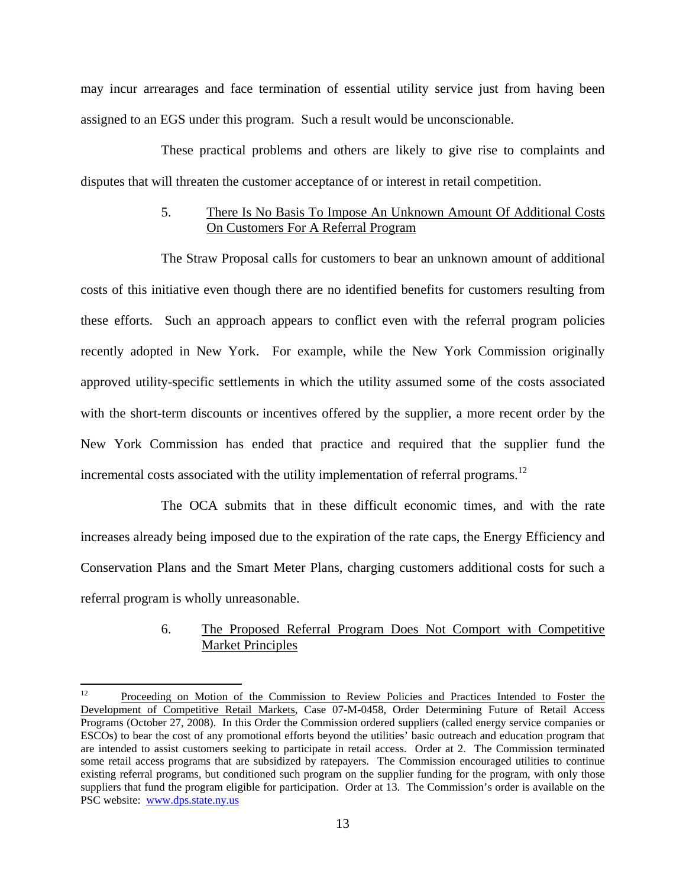may incur arrearages and face termination of essential utility service just from having been assigned to an EGS under this program. Such a result would be unconscionable.

These practical problems and others are likely to give rise to complaints and disputes that will threaten the customer acceptance of or interest in retail competition.

5. There Is No Basis To Impose An Unknown Amount Of Additional Costs On Customers For A Referral Program

The Straw Proposal calls for customers to bear an unknown amount of additional costs of this initiative even though there are no identified benefits for customers resulting from these efforts. Such an approach appears to conflict even with the referral program policies recently adopted in New York. For example, while the New York Commission originally approved utility-specific settlements in which the utility assumed some of the costs associated with the short-term discounts or incentives offered by the supplier, a more recent order by the New York Commission has ended that practice and required that the supplier fund the incremental costs associated with the utility implementation of referral programs.[12]

The OCA submits that in these difficult economic times, and with the rate increases already being imposed due to the expiration of the rate caps, the Energy Efficiency and Conservation Plans and the Smart Meter Plans, charging customers additional costs for such a referral program is wholly unreasonable.

6. The Proposed Referral Program Does Not Comport with Competitive Market Principles

---

[12] Proceeding on Motion of the Commission to Review Policies and Practices Intended to Foster the Development of Competitive Retail Markets, Case 07-M-0458, Order Determining Future of Retail Access Programs (October 27, 2008). In this Order the Commission ordered suppliers (called energy service companies or ESCOs) to bear the cost of any promotional efforts beyond the utilities' basic outreach and education program that are intended to assist customers seeking to participate in retail access. Order at 2. The Commission terminated some retail access programs that are subsidized by ratepayers. The Commission encouraged utilities to continue existing referral programs, but conditioned such program on the supplier funding for the program, with only those suppliers that fund the program eligible for participation. Order at 13. The Commission's order is available on the PSC website: www.dps.state.ny.us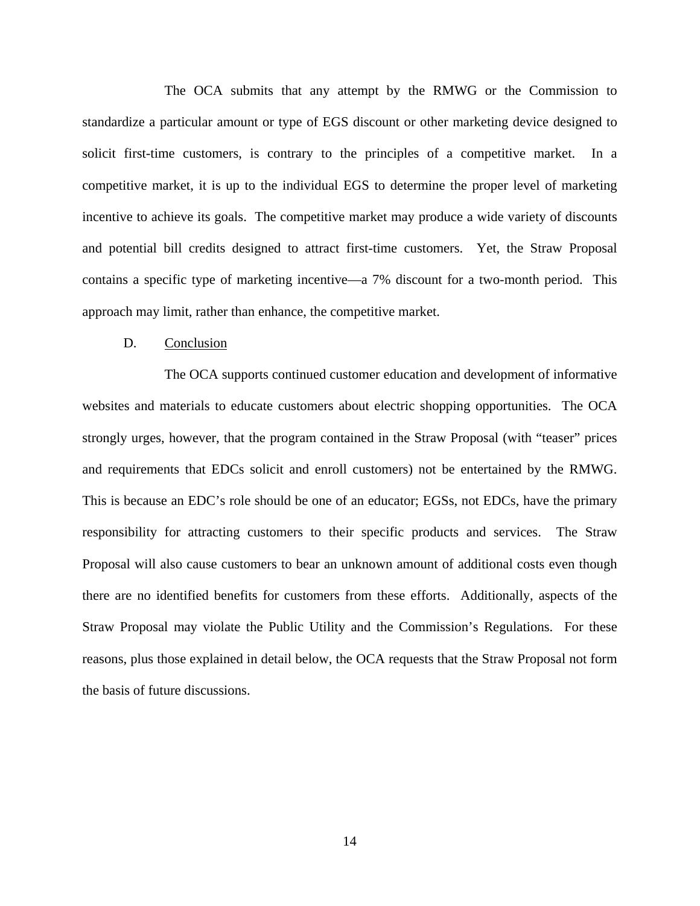The OCA submits that any attempt by the RMWG or the Commission to standardize a particular amount or type of EGS discount or other marketing device designed to solicit first-time customers, is contrary to the principles of a competitive market. In a competitive market, it is up to the individual EGS to determine the proper level of marketing incentive to achieve its goals. The competitive market may produce a wide variety of discounts and potential bill credits designed to attract first-time customers. Yet, the Straw Proposal contains a specific type of marketing incentive—a 7% discount for a two-month period. This approach may limit, rather than enhance, the competitive market.

D. Conclusion

The OCA supports continued customer education and development of informative websites and materials to educate customers about electric shopping opportunities. The OCA strongly urges, however, that the program contained in the Straw Proposal (with "teaser" prices and requirements that EDCs solicit and enroll customers) not be entertained by the RMWG. This is because an EDC's role should be one of an educator; EGSs, not EDCs, have the primary responsibility for attracting customers to their specific products and services. The Straw Proposal will also cause customers to bear an unknown amount of additional costs even though there are no identified benefits for customers from these efforts. Additionally, aspects of the Straw Proposal may violate the Public Utility and the Commission's Regulations. For these reasons, plus those explained in detail below, the OCA requests that the Straw Proposal not form the basis of future discussions.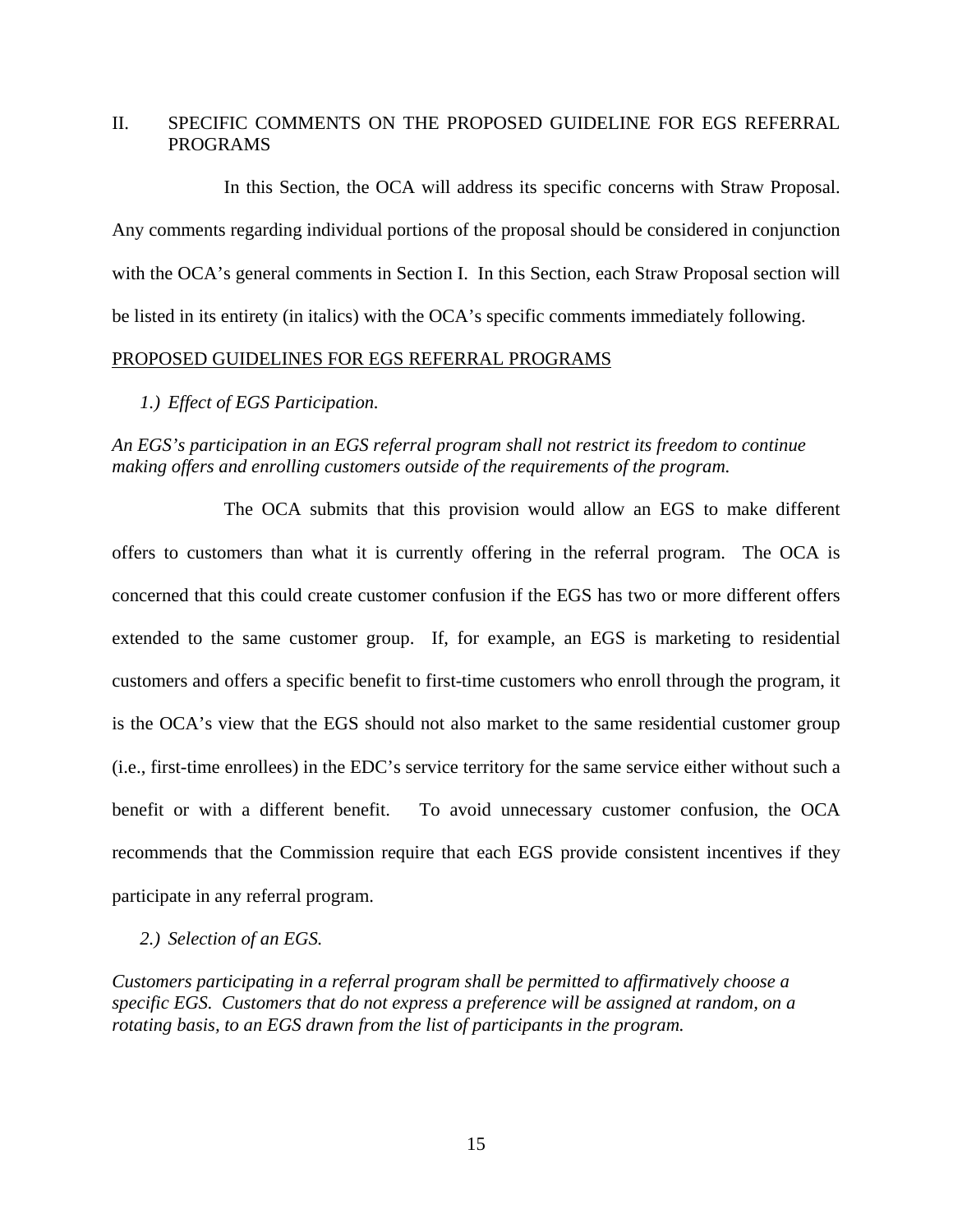## II. SPECIFIC COMMENTS ON THE PROPOSED GUIDELINE FOR EGS REFERRAL PROGRAMS

In this Section, the OCA will address its specific concerns with Straw Proposal. Any comments regarding individual portions of the proposal should be considered in conjunction with the OCA's general comments in Section I. In this Section, each Straw Proposal section will be listed in its entirety (in italics) with the OCA's specific comments immediately following.

PROPOSED GUIDELINES FOR EGS REFERRAL PROGRAMS

*1.) Effect of EGS Participation.*

*An EGS's participation in an EGS referral program shall not restrict its freedom to continue making offers and enrolling customers outside of the requirements of the program.*

The OCA submits that this provision would allow an EGS to make different offers to customers than what it is currently offering in the referral program. The OCA is concerned that this could create customer confusion if the EGS has two or more different offers extended to the same customer group. If, for example, an EGS is marketing to residential customers and offers a specific benefit to first-time customers who enroll through the program, it is the OCA's view that the EGS should not also market to the same residential customer group (i.e., first-time enrollees) in the EDC's service territory for the same service either without such a benefit or with a different benefit. To avoid unnecessary customer confusion, the OCA recommends that the Commission require that each EGS provide consistent incentives if they participate in any referral program.

*2.) Selection of an EGS.*

*Customers participating in a referral program shall be permitted to affirmatively choose a specific EGS. Customers that do not express a preference will be assigned at random, on a rotating basis, to an EGS drawn from the list of participants in the program.*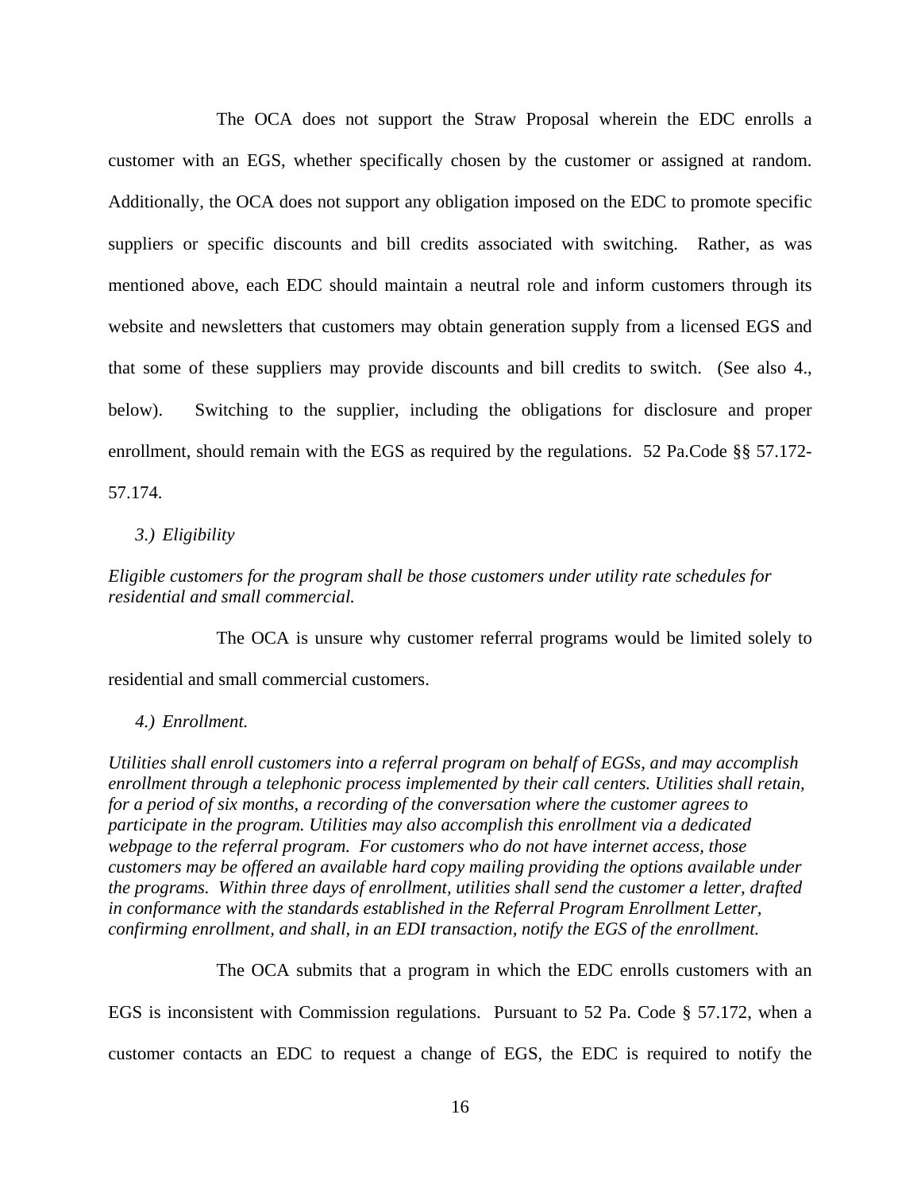The OCA does not support the Straw Proposal wherein the EDC enrolls a customer with an EGS, whether specifically chosen by the customer or assigned at random. Additionally, the OCA does not support any obligation imposed on the EDC to promote specific suppliers or specific discounts and bill credits associated with switching. Rather, as was mentioned above, each EDC should maintain a neutral role and inform customers through its website and newsletters that customers may obtain generation supply from a licensed EGS and that some of these suppliers may provide discounts and bill credits to switch. (See also 4., below). Switching to the supplier, including the obligations for disclosure and proper enrollment, should remain with the EGS as required by the regulations. 52 Pa.Code §§ 57.172-57.174.

*3.) Eligibility*

*Eligible customers for the program shall be those customers under utility rate schedules for residential and small commercial.*

The OCA is unsure why customer referral programs would be limited solely to residential and small commercial customers.

*4.) Enrollment.*

*Utilities shall enroll customers into a referral program on behalf of EGSs, and may accomplish enrollment through a telephonic process implemented by their call centers. Utilities shall retain, for a period of six months, a recording of the conversation where the customer agrees to participate in the program. Utilities may also accomplish this enrollment via a dedicated webpage to the referral program. For customers who do not have internet access, those customers may be offered an available hard copy mailing providing the options available under the programs. Within three days of enrollment, utilities shall send the customer a letter, drafted in conformance with the standards established in the Referral Program Enrollment Letter, confirming enrollment, and shall, in an EDI transaction, notify the EGS of the enrollment.*

The OCA submits that a program in which the EDC enrolls customers with an EGS is inconsistent with Commission regulations. Pursuant to 52 Pa. Code § 57.172, when a customer contacts an EDC to request a change of EGS, the EDC is required to notify the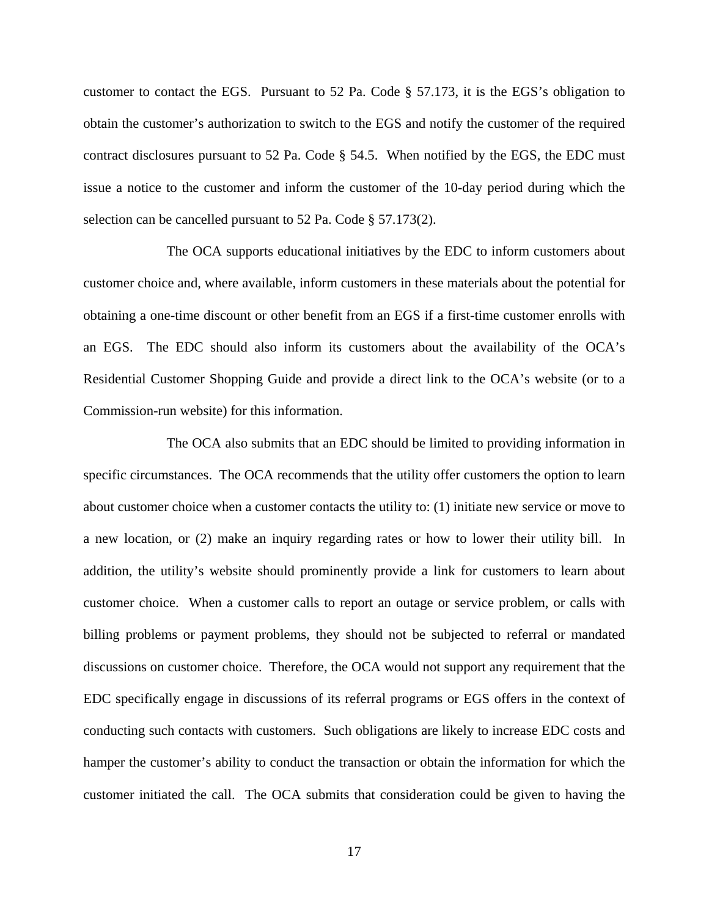customer to contact the EGS. Pursuant to 52 Pa. Code § 57.173, it is the EGS's obligation to obtain the customer's authorization to switch to the EGS and notify the customer of the required contract disclosures pursuant to 52 Pa. Code § 54.5. When notified by the EGS, the EDC must issue a notice to the customer and inform the customer of the 10-day period during which the selection can be cancelled pursuant to 52 Pa. Code § 57.173(2).

The OCA supports educational initiatives by the EDC to inform customers about customer choice and, where available, inform customers in these materials about the potential for obtaining a one-time discount or other benefit from an EGS if a first-time customer enrolls with an EGS. The EDC should also inform its customers about the availability of the OCA's Residential Customer Shopping Guide and provide a direct link to the OCA's website (or to a Commission-run website) for this information.

The OCA also submits that an EDC should be limited to providing information in specific circumstances. The OCA recommends that the utility offer customers the option to learn about customer choice when a customer contacts the utility to: (1) initiate new service or move to a new location, or (2) make an inquiry regarding rates or how to lower their utility bill. In addition, the utility's website should prominently provide a link for customers to learn about customer choice. When a customer calls to report an outage or service problem, or calls with billing problems or payment problems, they should not be subjected to referral or mandated discussions on customer choice. Therefore, the OCA would not support any requirement that the EDC specifically engage in discussions of its referral programs or EGS offers in the context of conducting such contacts with customers. Such obligations are likely to increase EDC costs and hamper the customer's ability to conduct the transaction or obtain the information for which the customer initiated the call. The OCA submits that consideration could be given to having the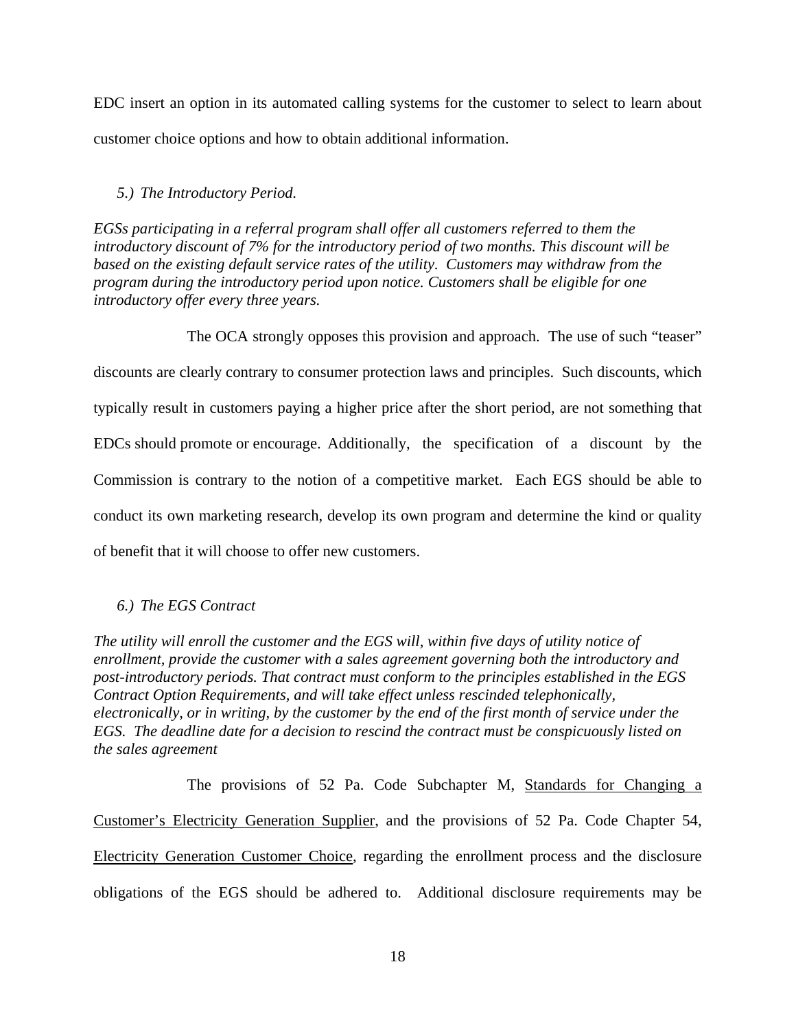EDC insert an option in its automated calling systems for the customer to select to learn about customer choice options and how to obtain additional information.

*5.) The Introductory Period.*

*EGSs participating in a referral program shall offer all customers referred to them the introductory discount of 7% for the introductory period of two months. This discount will be based on the existing default service rates of the utility. Customers may withdraw from the program during the introductory period upon notice. Customers shall be eligible for one introductory offer every three years.*

The OCA strongly opposes this provision and approach. The use of such "teaser" discounts are clearly contrary to consumer protection laws and principles. Such discounts, which typically result in customers paying a higher price after the short period, are not something that EDCs should promote or encourage. Additionally, the specification of a discount by the Commission is contrary to the notion of a competitive market. Each EGS should be able to conduct its own marketing research, develop its own program and determine the kind or quality of benefit that it will choose to offer new customers.

*6.) The EGS Contract*

*The utility will enroll the customer and the EGS will, within five days of utility notice of enrollment, provide the customer with a sales agreement governing both the introductory and post-introductory periods. That contract must conform to the principles established in the EGS Contract Option Requirements, and will take effect unless rescinded telephonically, electronically, or in writing, by the customer by the end of the first month of service under the EGS. The deadline date for a decision to rescind the contract must be conspicuously listed on the sales agreement*

The provisions of 52 Pa. Code Subchapter M, Standards for Changing a Customer's Electricity Generation Supplier, and the provisions of 52 Pa. Code Chapter 54, Electricity Generation Customer Choice, regarding the enrollment process and the disclosure obligations of the EGS should be adhered to. Additional disclosure requirements may be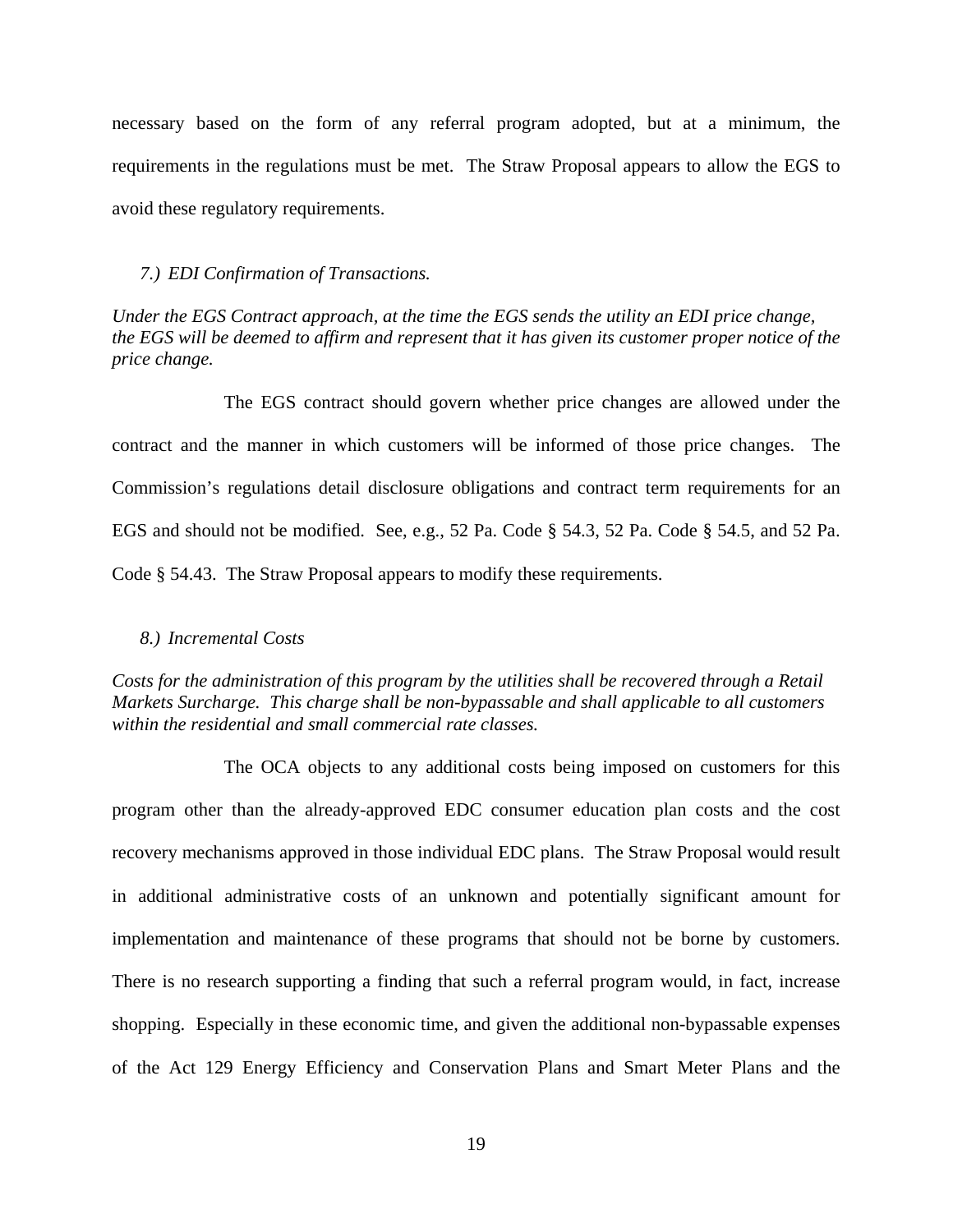necessary based on the form of any referral program adopted, but at a minimum, the requirements in the regulations must be met. The Straw Proposal appears to allow the EGS to avoid these regulatory requirements.

*7.) EDI Confirmation of Transactions.*

*Under the EGS Contract approach, at the time the EGS sends the utility an EDI price change, the EGS will be deemed to affirm and represent that it has given its customer proper notice of the price change.*

The EGS contract should govern whether price changes are allowed under the contract and the manner in which customers will be informed of those price changes. The Commission's regulations detail disclosure obligations and contract term requirements for an EGS and should not be modified. See, e.g., 52 Pa. Code § 54.3, 52 Pa. Code § 54.5, and 52 Pa. Code § 54.43. The Straw Proposal appears to modify these requirements.

*8.) Incremental Costs*

*Costs for the administration of this program by the utilities shall be recovered through a Retail Markets Surcharge. This charge shall be non-bypassable and shall applicable to all customers within the residential and small commercial rate classes.*

The OCA objects to any additional costs being imposed on customers for this program other than the already-approved EDC consumer education plan costs and the cost recovery mechanisms approved in those individual EDC plans. The Straw Proposal would result in additional administrative costs of an unknown and potentially significant amount for implementation and maintenance of these programs that should not be borne by customers. There is no research supporting a finding that such a referral program would, in fact, increase shopping. Especially in these economic time, and given the additional non-bypassable expenses of the Act 129 Energy Efficiency and Conservation Plans and Smart Meter Plans and the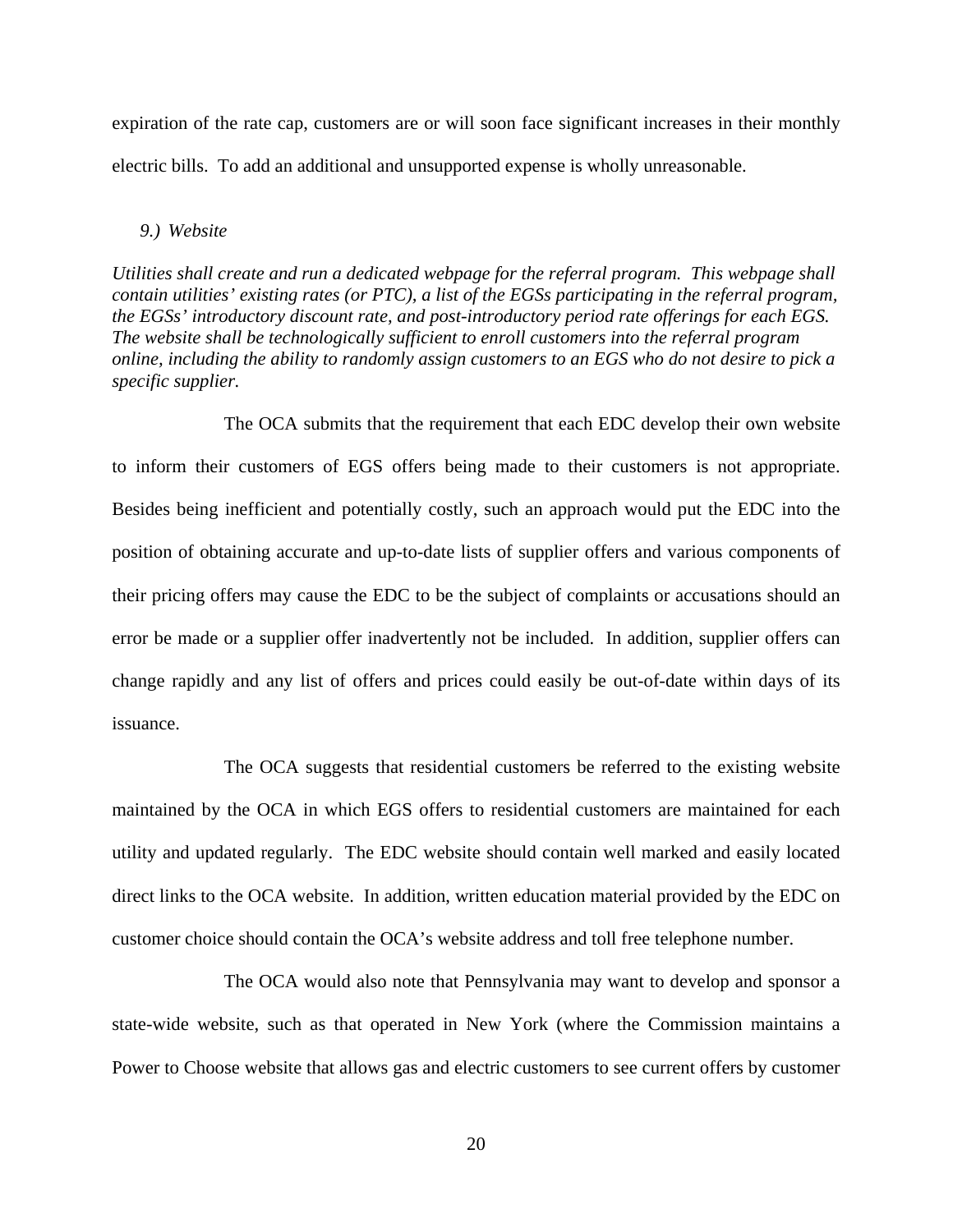expiration of the rate cap, customers are or will soon face significant increases in their monthly electric bills. To add an additional and unsupported expense is wholly unreasonable.

*9.) Website*

*Utilities shall create and run a dedicated webpage for the referral program. This webpage shall contain utilities' existing rates (or PTC), a list of the EGSs participating in the referral program, the EGSs' introductory discount rate, and post-introductory period rate offerings for each EGS. The website shall be technologically sufficient to enroll customers into the referral program online, including the ability to randomly assign customers to an EGS who do not desire to pick a specific supplier.*

The OCA submits that the requirement that each EDC develop their own website to inform their customers of EGS offers being made to their customers is not appropriate. Besides being inefficient and potentially costly, such an approach would put the EDC into the position of obtaining accurate and up-to-date lists of supplier offers and various components of their pricing offers may cause the EDC to be the subject of complaints or accusations should an error be made or a supplier offer inadvertently not be included. In addition, supplier offers can change rapidly and any list of offers and prices could easily be out-of-date within days of its issuance.

The OCA suggests that residential customers be referred to the existing website maintained by the OCA in which EGS offers to residential customers are maintained for each utility and updated regularly. The EDC website should contain well marked and easily located direct links to the OCA website. In addition, written education material provided by the EDC on customer choice should contain the OCA's website address and toll free telephone number.

The OCA would also note that Pennsylvania may want to develop and sponsor a state-wide website, such as that operated in New York (where the Commission maintains a Power to Choose website that allows gas and electric customers to see current offers by customer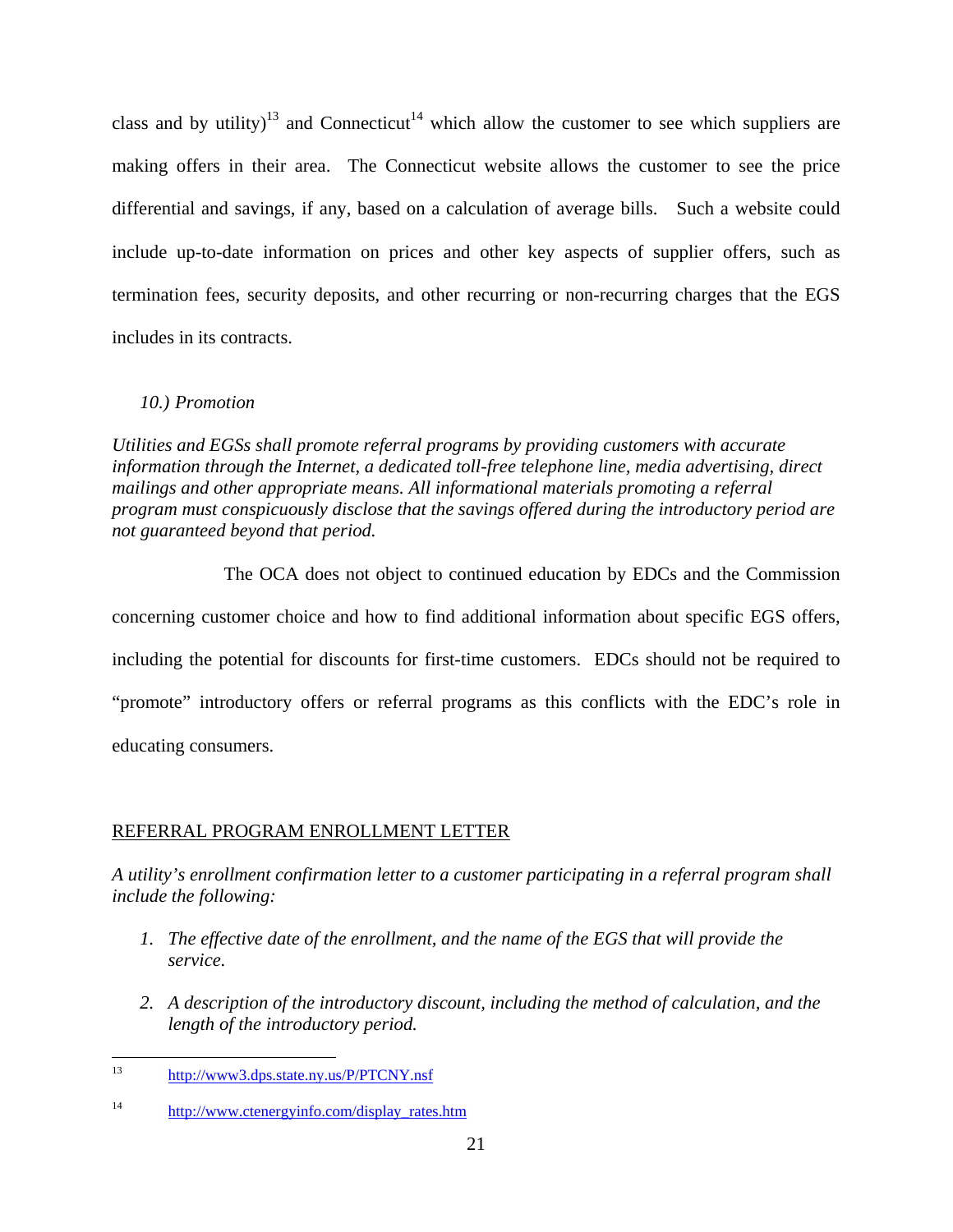class and by utility)[13] and Connecticut[14] which allow the customer to see which suppliers are making offers in their area. The Connecticut website allows the customer to see the price differential and savings, if any, based on a calculation of average bills. Such a website could include up-to-date information on prices and other key aspects of supplier offers, such as termination fees, security deposits, and other recurring or non-recurring charges that the EGS includes in its contracts.

*10.) Promotion*

*Utilities and EGSs shall promote referral programs by providing customers with accurate information through the Internet, a dedicated toll-free telephone line, media advertising, direct mailings and other appropriate means. All informational materials promoting a referral program must conspicuously disclose that the savings offered during the introductory period are not guaranteed beyond that period.*

The OCA does not object to continued education by EDCs and the Commission concerning customer choice and how to find additional information about specific EGS offers, including the potential for discounts for first-time customers. EDCs should not be required to "promote" introductory offers or referral programs as this conflicts with the EDC's role in educating consumers.

REFERRAL PROGRAM ENROLLMENT LETTER

*A utility's enrollment confirmation letter to a customer participating in a referral program shall include the following:*

1. *The effective date of the enrollment, and the name of the EGS that will provide the service.*

2. *A description of the introductory discount, including the method of calculation, and the length of the introductory period.*

---

[13] http://www3.dps.state.ny.us/P/PTCNY.nsf

[14] http://www.ctenergyinfo.com/display_rates.htm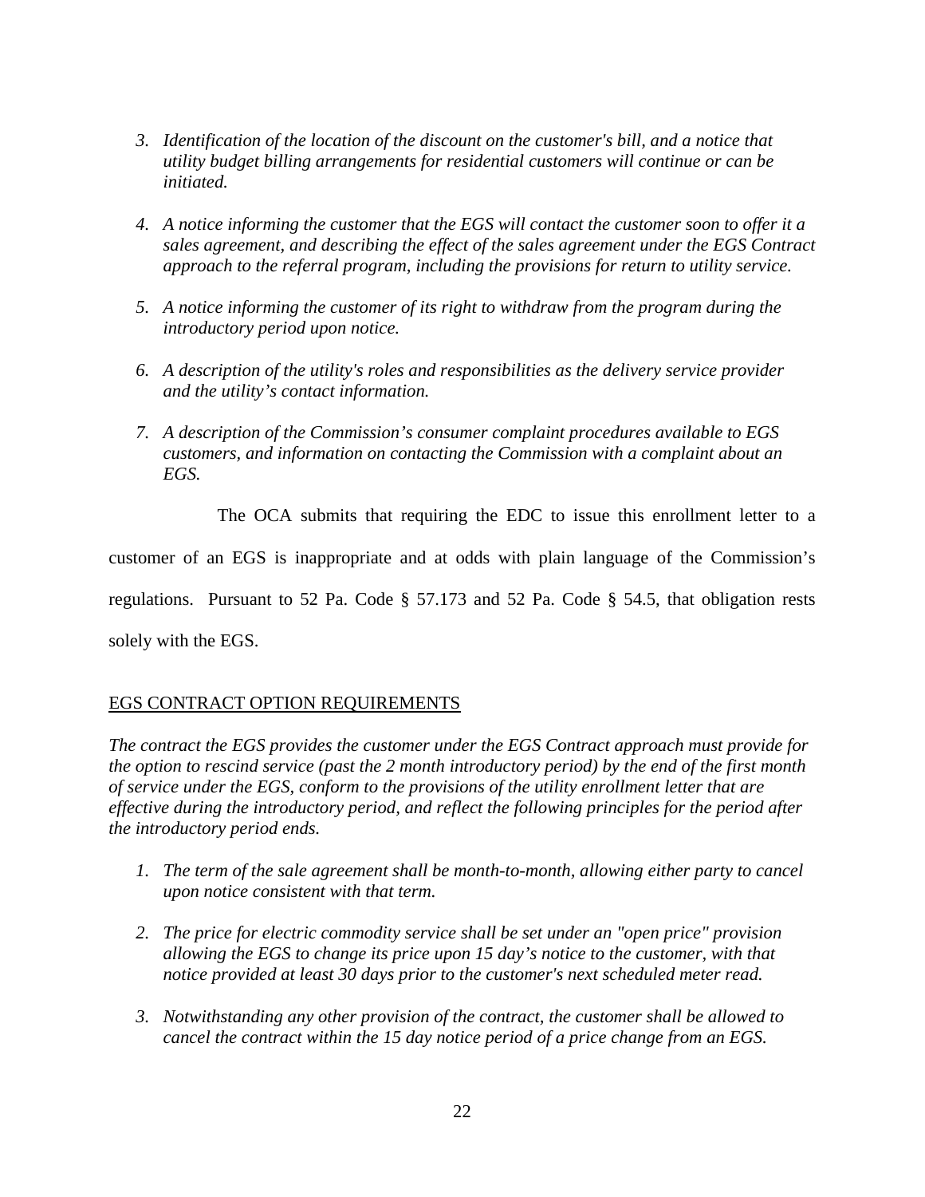3. *Identification of the location of the discount on the customer's bill, and a notice that utility budget billing arrangements for residential customers will continue or can be initiated.*

4. *A notice informing the customer that the EGS will contact the customer soon to offer it a sales agreement, and describing the effect of the sales agreement under the EGS Contract approach to the referral program, including the provisions for return to utility service.*

5. *A notice informing the customer of its right to withdraw from the program during the introductory period upon notice.*

6. *A description of the utility's roles and responsibilities as the delivery service provider and the utility's contact information.*

7. *A description of the Commission's consumer complaint procedures available to EGS customers, and information on contacting the Commission with a complaint about an EGS.*

The OCA submits that requiring the EDC to issue this enrollment letter to a customer of an EGS is inappropriate and at odds with plain language of the Commission's regulations. Pursuant to 52 Pa. Code § 57.173 and 52 Pa. Code § 54.5, that obligation rests solely with the EGS.

<u>EGS CONTRACT OPTION REQUIREMENTS</u>

*The contract the EGS provides the customer under the EGS Contract approach must provide for the option to rescind service (past the 2 month introductory period) by the end of the first month of service under the EGS, conform to the provisions of the utility enrollment letter that are effective during the introductory period, and reflect the following principles for the period after the introductory period ends.*

1. *The term of the sale agreement shall be month-to-month, allowing either party to cancel upon notice consistent with that term.*

2. *The price for electric commodity service shall be set under an "open price" provision allowing the EGS to change its price upon 15 day's notice to the customer, with that notice provided at least 30 days prior to the customer's next scheduled meter read.*

3. *Notwithstanding any other provision of the contract, the customer shall be allowed to cancel the contract within the 15 day notice period of a price change from an EGS.*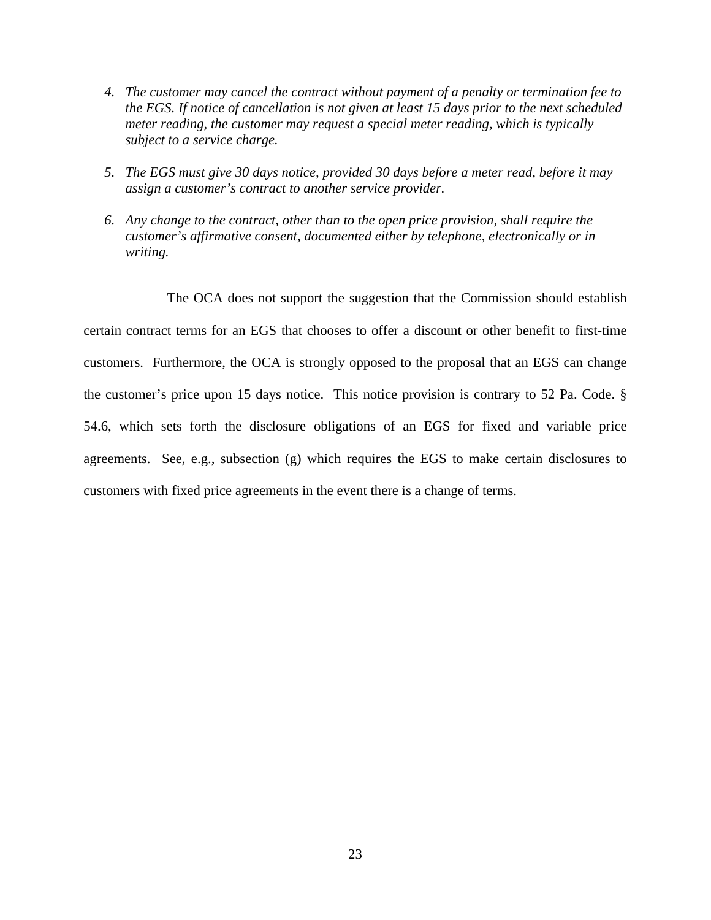4. *The customer may cancel the contract without payment of a penalty or termination fee to the EGS. If notice of cancellation is not given at least 15 days prior to the next scheduled meter reading, the customer may request a special meter reading, which is typically subject to a service charge.*

5. *The EGS must give 30 days notice, provided 30 days before a meter read, before it may assign a customer's contract to another service provider.*

6. *Any change to the contract, other than to the open price provision, shall require the customer's affirmative consent, documented either by telephone, electronically or in writing.*

The OCA does not support the suggestion that the Commission should establish certain contract terms for an EGS that chooses to offer a discount or other benefit to first-time customers. Furthermore, the OCA is strongly opposed to the proposal that an EGS can change the customer's price upon 15 days notice. This notice provision is contrary to 52 Pa. Code. § 54.6, which sets forth the disclosure obligations of an EGS for fixed and variable price agreements. See, e.g., subsection (g) which requires the EGS to make certain disclosures to customers with fixed price agreements in the event there is a change of terms.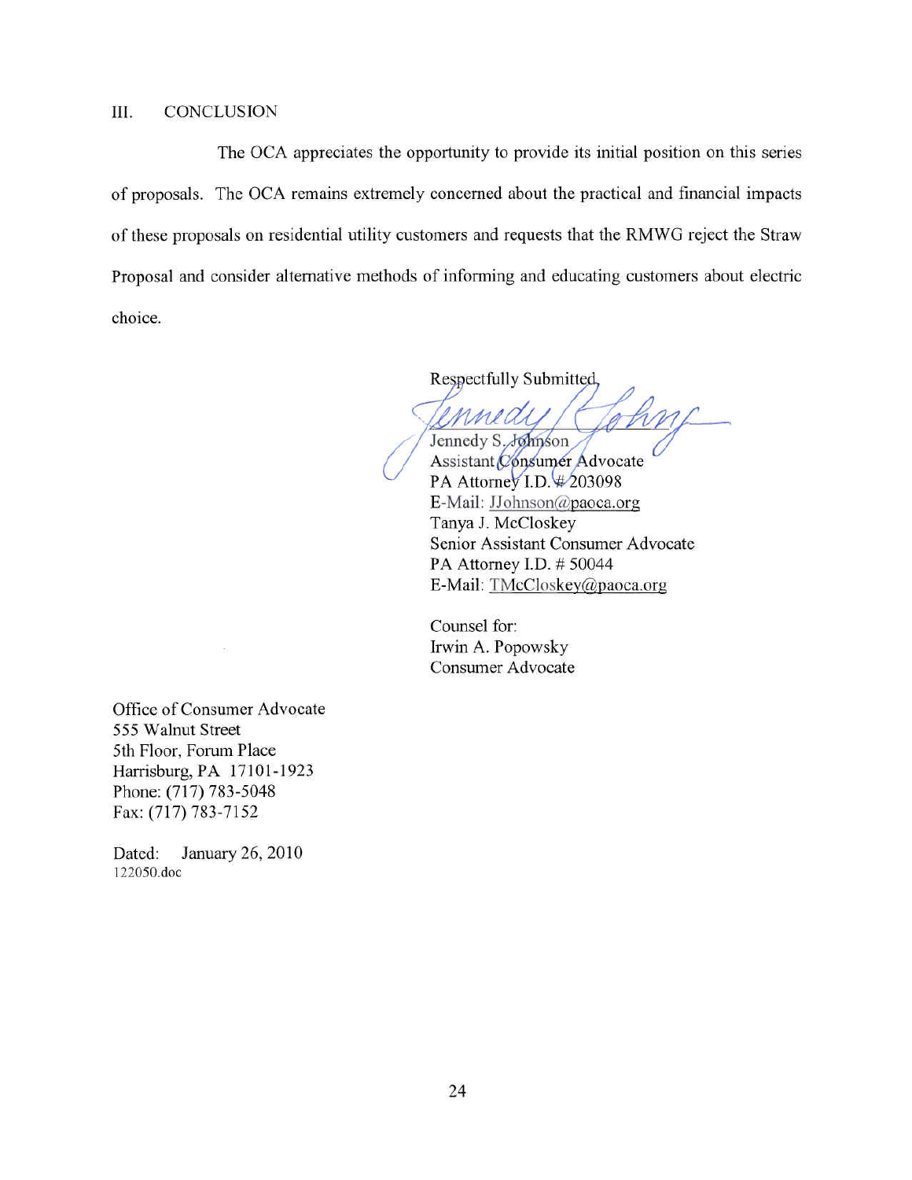## III. CONCLUSION

The OCA appreciates the opportunity to provide its initial position on this series of proposals. The OCA remains extremely concerned about the practical and financial impacts of these proposals on residential utility customers and requests that the RMWG reject the Straw Proposal and consider alternative methods of informing and educating customers about electric choice.

Respectfully Submitted,

Jennedy S. Johnson
Assistant Consumer Advocate
PA Attorney I.D. # 203098
E-Mail: JJohnson@paoca.org
Tanya J. McCloskey
Senior Assistant Consumer Advocate
PA Attorney I.D. # 50044
E-Mail: TMcCloskey@paoca.org

Counsel for:
Irwin A. Popowsky
Consumer Advocate

Office of Consumer Advocate
555 Walnut Street
5th Floor, Forum Place
Harrisburg, PA 17101-1923
Phone: (717) 783-5048
Fax: (717) 783-7152

Dated: January 26, 2010
122050.doc